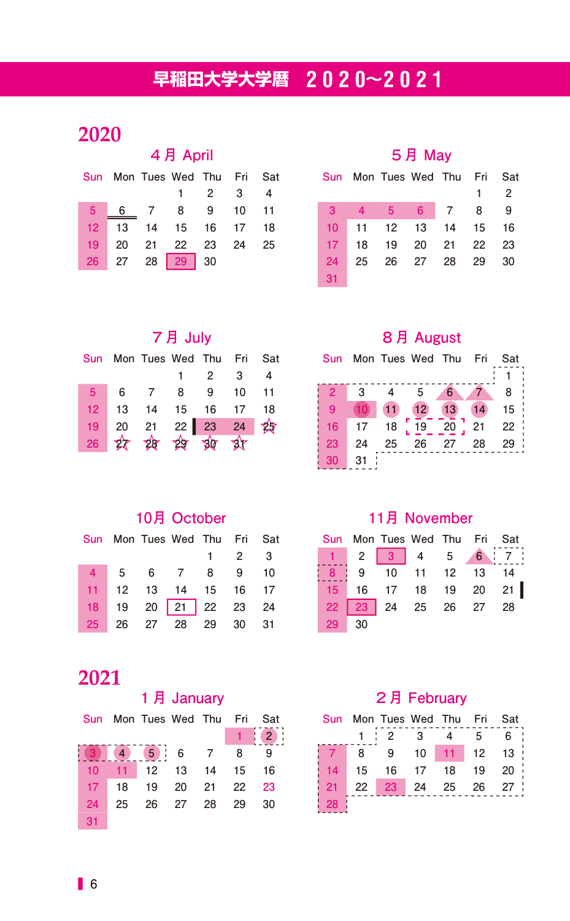# 早稲田大学大学暦　2020~2021

## 2020

### 4月 April

| Sun | Mon | Tues | Wed | Thu | Fri | Sat |
|---|---|---|---|---|---|---|
| | | | 1 | 2 | 3 | 4 |
| 5 | 6 | 7 | 8 | 9 | 10 | 11 |
| 12 | 13 | 14 | 15 | 16 | 17 | 18 |
| 19 | 20 | 21 | 22 | 23 | 24 | 25 |
| 26 | 27 | 28 | 29 | 30 | | |

### 5月 May

| Sun | Mon | Tues | Wed | Thu | Fri | Sat |
|---|---|---|---|---|---|---|
| | | | | | 1 | 2 |
| 3 | 4 | 5 | 6 | 7 | 8 | 9 |
| 10 | 11 | 12 | 13 | 14 | 15 | 16 |
| 17 | 18 | 19 | 20 | 21 | 22 | 23 |
| 24 | 25 | 26 | 27 | 28 | 29 | 30 |
| 31 | | | | | | |

### 7月 July

| Sun | Mon | Tues | Wed | Thu | Fri | Sat |
|---|---|---|---|---|---|---|
| | | | 1 | 2 | 3 | 4 |
| 5 | 6 | 7 | 8 | 9 | 10 | 11 |
| 12 | 13 | 14 | 15 | 16 | 17 | 18 |
| 19 | 20 | 21 | 22 | 23 | 24 | 25 |
| 26 | 27 | 28 | 29 | 30 | 31 | |

### 8月 August

| Sun | Mon | Tues | Wed | Thu | Fri | Sat |
|---|---|---|---|---|---|---|
| | | | | | | 1 |
| 2 | 3 | 4 | 5 | 6 | 7 | 8 |
| 9 | 10 | 11 | 12 | 13 | 14 | 15 |
| 16 | 17 | 18 | 19 | 20 | 21 | 22 |
| 23 | 24 | 25 | 26 | 27 | 28 | 29 |
| 30 | 31 | | | | | |

### 10月 October

| Sun | Mon | Tues | Wed | Thu | Fri | Sat |
|---|---|---|---|---|---|---|
| | | | | 1 | 2 | 3 |
| 4 | 5 | 6 | 7 | 8 | 9 | 10 |
| 11 | 12 | 13 | 14 | 15 | 16 | 17 |
| 18 | 19 | 20 | 21 | 22 | 23 | 24 |
| 25 | 26 | 27 | 28 | 29 | 30 | 31 |

### 11月 November

| Sun | Mon | Tues | Wed | Thu | Fri | Sat |
|---|---|---|---|---|---|---|
| 1 | 2 | 3 | 4 | 5 | 6 | 7 |
| 8 | 9 | 10 | 11 | 12 | 13 | 14 |
| 15 | 16 | 17 | 18 | 19 | 20 | 21 |
| 22 | 23 | 24 | 25 | 26 | 27 | 28 |
| 29 | 30 | | | | | |

## 2021

### 1月 January

| Sun | Mon | Tues | Wed | Thu | Fri | Sat |
|---|---|---|---|---|---|---|
| | | | | | 1 | 2 |
| 3 | 4 | 5 | 6 | 7 | 8 | 9 |
| 10 | 11 | 12 | 13 | 14 | 15 | 16 |
| 17 | 18 | 19 | 20 | 21 | 22 | 23 |
| 24 | 25 | 26 | 27 | 28 | 29 | 30 |
| 31 | | | | | | |

### 2月 February

| Sun | Mon | Tues | Wed | Thu | Fri | Sat |
|---|---|---|---|---|---|---|
| | 1 | 2 | 3 | 4 | 5 | 6 |
| 7 | 8 | 9 | 10 | 11 | 12 | 13 |
| 14 | 15 | 16 | 17 | 18 | 19 | 20 |
| 21 | 22 | 23 | 24 | 25 | 26 | 27 |
| 28 | | | | | | |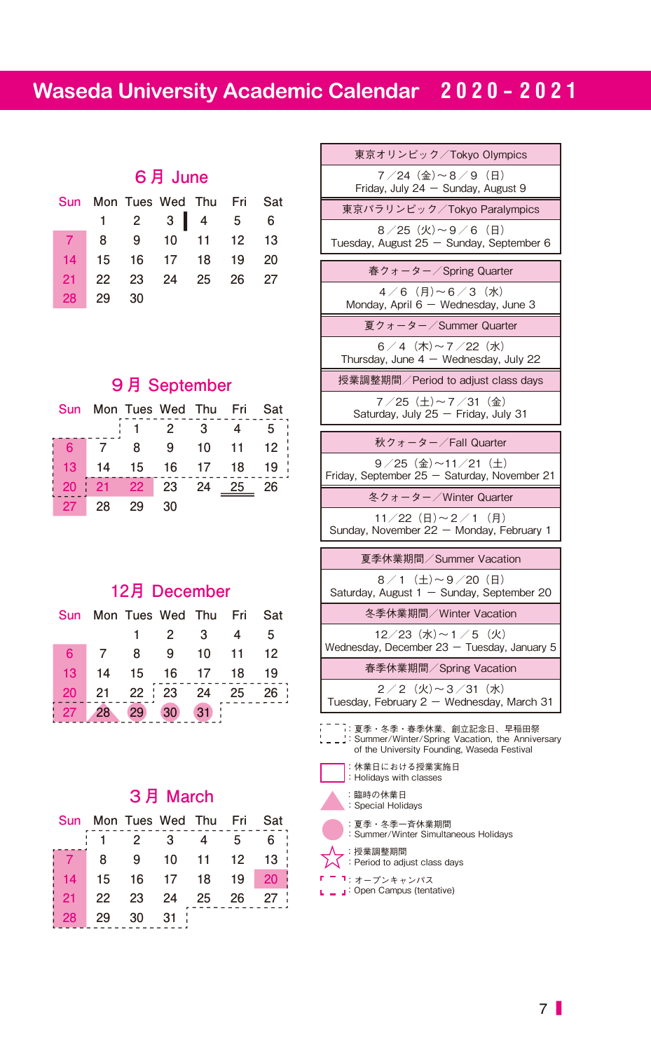# Waseda University Academic Calendar 2020-2021

## 6月 June

| Sun | Mon | Tues | Wed | Thu | Fri | Sat |
|---|---|---|---|---|---|---|
| | 1 | 2 | 3 | 4 | 5 | 6 |
| 7 | 8 | 9 | 10 | 11 | 12 | 13 |
| 14 | 15 | 16 | 17 | 18 | 19 | 20 |
| 21 | 22 | 23 | 24 | 25 | 26 | 27 |
| 28 | 29 | 30 | | | | |

## 9月 September

| Sun | Mon | Tues | Wed | Thu | Fri | Sat |
|---|---|---|---|---|---|---|
| | | 1 | 2 | 3 | 4 | 5 |
| 6 | 7 | 8 | 9 | 10 | 11 | 12 |
| 13 | 14 | 15 | 16 | 17 | 18 | 19 |
| 20 | 21 | 22 | 23 | 24 | 25 | 26 |
| 27 | 28 | 29 | 30 | | | |

## 12月 December

| Sun | Mon | Tues | Wed | Thu | Fri | Sat |
|---|---|---|---|---|---|---|
| | | 1 | 2 | 3 | 4 | 5 |
| 6 | 7 | 8 | 9 | 10 | 11 | 12 |
| 13 | 14 | 15 | 16 | 17 | 18 | 19 |
| 20 | 21 | 22 | 23 | 24 | 25 | 26 |
| 27 | 28 | 29 | 30 | 31 | | |

## 3月 March

| Sun | Mon | Tues | Wed | Thu | Fri | Sat |
|---|---|---|---|---|---|---|
| | 1 | 2 | 3 | 4 | 5 | 6 |
| 7 | 8 | 9 | 10 | 11 | 12 | 13 |
| 14 | 15 | 16 | 17 | 18 | 19 | 20 |
| 21 | 22 | 23 | 24 | 25 | 26 | 27 |
| 28 | 29 | 30 | 31 | | | |

| 東京オリンピック／Tokyo Olympics |
|---|
| 7／24（金）～8／9（日） Friday, July 24 – Sunday, August 9 |
| **東京パラリンピック／Tokyo Paralympics** |
| 8／25（火）～9／6（日） Tuesday, August 25 – Sunday, September 6 |

| 春クォーター／Spring Quarter |
|---|
| 4／6（月）～6／3（水） Monday, April 6 – Wednesday, June 3 |
| **夏クォーター／Summer Quarter** |
| 6／4（木）～7／22（水） Thursday, June 4 – Wednesday, July 22 |
| **授業調整期間／Period to adjust class days** |
| 7／25（土）～7／31（金） Saturday, July 25 – Friday, July 31 |

| 秋クォーター／Fall Quarter |
|---|
| 9／25（金）～11／21（土） Friday, September 25 – Saturday, November 21 |
| **冬クォーター／Winter Quarter** |
| 11／22（日）～2／1（月） Sunday, November 22 – Monday, February 1 |

| 夏季休業期間／Summer Vacation |
|---|
| 8／1（土）～9／20（日） Saturday, August 1 – Sunday, September 20 |
| **冬季休業期間／Winter Vacation** |
| 12／23（水）～1／5（火） Wednesday, December 23 – Tuesday, January 5 |
| **春季休業期間／Spring Vacation** |
| 2／2（火）～3／31（水） Tuesday, February 2 – Wednesday, March 31 |

- （点線枠）：夏季・冬季・春季休業、創立記念日、早稲田祭 : Summer/Winter/Spring Vacation, the Anniversary of the University Founding, Waseda Festival
- （枠）：休業日における授業実施日 : Holidays with classes
- （▲）：臨時の休業日 : Special Holidays
- （●）：夏季・冬季一斉休業期間 : Summer/Winter Simultaneous Holidays
- （☆）：授業調整期間 : Period to adjust class days
- （破線かっこ）：オープンキャンパス : Open Campus (tentative)